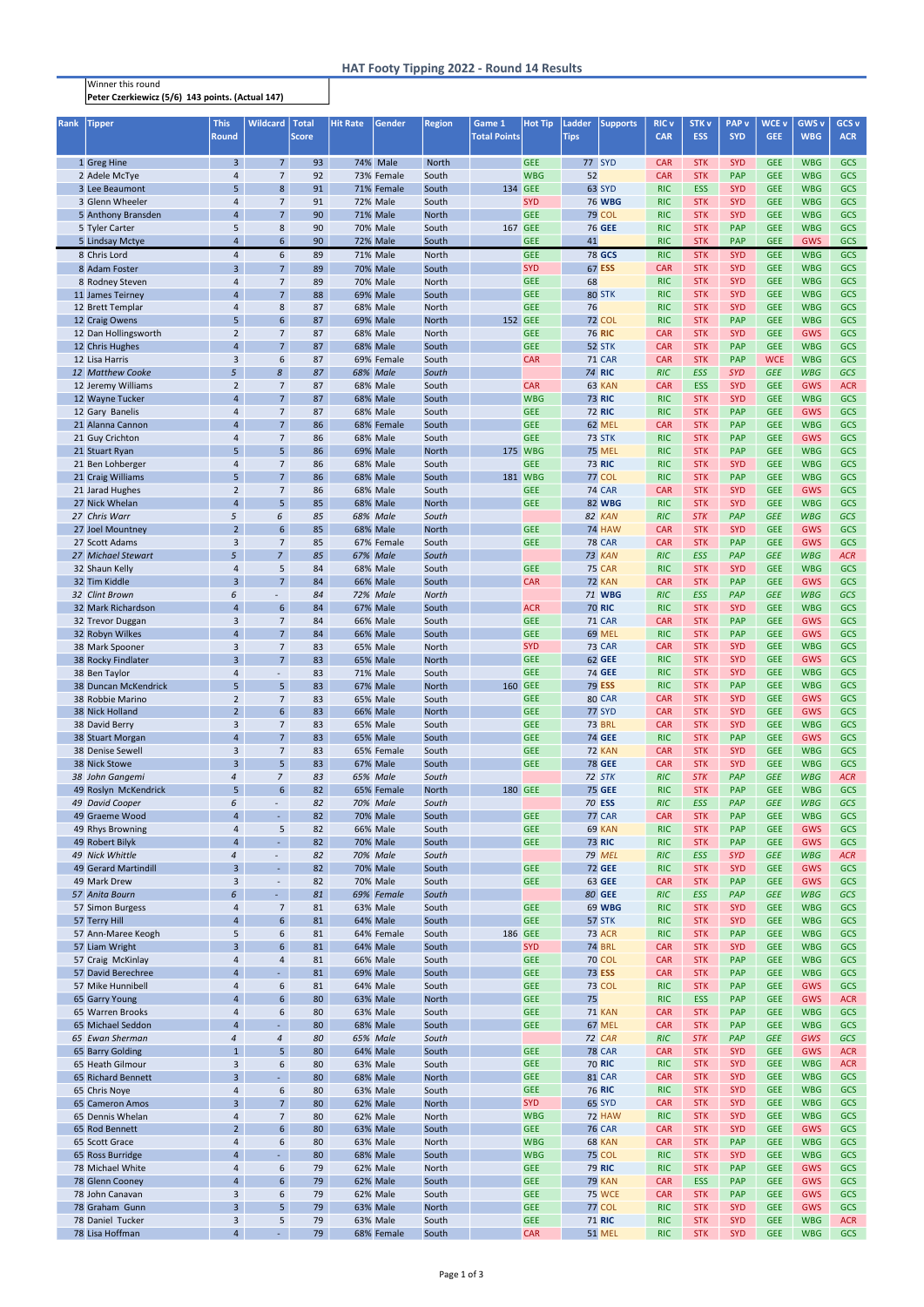# HAT Footy Tipping 2022 - Round 14 Results

Winner this round
**Peter Czerkiewicz (5/6) 143 points. (Actual 147)**

| Rank | Tipper | This Round | Wildcard | Total Score | Hit Rate | Gender | Region | Game 1 Total Points | Hot Tip | Ladder Tips | Supports | RIC v CAR | STK v ESS | PAP v SYD | WCE v GEE | GWS v WBG | GCS v ACR |
|---|---|---|---|---|---|---|---|---|---|---|---|---|---|---|---|---|---|
| 1 | Greg Hine | 3 | 7 | 93 | 74% | Male | North | | GEE | 77 | SYD | CAR | STK | SYD | GEE | WBG | GCS |
| 2 | Adele McTye | 4 | 7 | 92 | 73% | Female | South | | WBG | 52 | | CAR | STK | PAP | GEE | WBG | GCS |
| 3 | Lee Beaumont | 5 | 8 | 91 | 71% | Female | South | 134 | GEE | 63 | SYD | RIC | ESS | SYD | GEE | WBG | GCS |
| 3 | Glenn Wheeler | 4 | 7 | 91 | 72% | Male | South | | SYD | 76 | WBG | RIC | STK | SYD | GEE | WBG | GCS |
| 5 | Anthony Bransden | 4 | 7 | 90 | 71% | Male | North | | GEE | 79 | COL | RIC | STK | SYD | GEE | WBG | GCS |
| 5 | Tyler Carter | 5 | 8 | 90 | 70% | Male | South | 167 | GEE | 76 | GEE | RIC | STK | PAP | GEE | WBG | GCS |
| 5 | Lindsay Mctye | 4 | 6 | 90 | 72% | Male | South | | GEE | 41 | | RIC | STK | PAP | GEE | GWS | GCS |
| 8 | Chris Lord | 4 | 6 | 89 | 71% | Male | North | | GEE | 78 | GCS | RIC | STK | SYD | GEE | WBG | GCS |
| 8 | Adam Foster | 3 | 7 | 89 | 70% | Male | South | | SYD | 67 | ESS | CAR | STK | SYD | GEE | WBG | GCS |
| 8 | Rodney Steven | 4 | 7 | 89 | 70% | Male | North | | GEE | 68 | | RIC | STK | SYD | GEE | WBG | GCS |
| 11 | James Teirney | 4 | 7 | 88 | 69% | Male | South | | GEE | 80 | STK | RIC | STK | SYD | GEE | WBG | GCS |
| 12 | Brett Templar | 4 | 8 | 87 | 68% | Male | North | | GEE | 76 | | RIC | STK | SYD | GEE | WBG | GCS |
| 12 | Craig Owens | 5 | 6 | 87 | 69% | Male | North | 152 | GEE | 72 | COL | RIC | STK | PAP | GEE | WBG | GCS |
| 12 | Dan Hollingsworth | 2 | 7 | 87 | 68% | Male | North | | GEE | 76 | RIC | CAR | STK | SYD | GEE | GWS | GCS |
| 12 | Chris Hughes | 4 | 7 | 87 | 68% | Male | South | | GEE | 52 | STK | CAR | STK | PAP | GEE | WBG | GCS |
| 12 | Lisa Harris | 3 | 6 | 87 | 69% | Female | South | | CAR | 71 | CAR | CAR | STK | PAP | WCE | WBG | GCS |
| 12 | *Matthew Cooke* | *5* | *8* | *87* | *68%* | *Male* | *South* | | | *74* | *RIC* | *RIC* | *ESS* | *SYD* | *GEE* | *WBG* | *GCS* |
| 12 | Jeremy Williams | 2 | 7 | 87 | 68% | Male | South | | CAR | 63 | KAN | CAR | ESS | SYD | GEE | GWS | ACR |
| 12 | Wayne Tucker | 4 | 7 | 87 | 68% | Male | South | | WBG | 73 | RIC | RIC | STK | SYD | GEE | WBG | GCS |
| 12 | Gary Banelis | 4 | 7 | 87 | 68% | Male | South | | GEE | 72 | RIC | RIC | STK | PAP | GEE | GWS | GCS |
| 21 | Alanna Cannon | 4 | 7 | 86 | 68% | Female | South | | GEE | 62 | MEL | CAR | STK | PAP | GEE | WBG | GCS |
| 21 | Guy Crichton | 4 | 7 | 86 | 68% | Male | South | | GEE | 73 | STK | RIC | STK | PAP | GEE | GWS | GCS |
| 21 | Stuart Ryan | 5 | 5 | 86 | 69% | Male | North | 175 | WBG | 75 | MEL | RIC | STK | PAP | GEE | WBG | GCS |
| 21 | Ben Lohberger | 4 | 7 | 86 | 68% | Male | South | | GEE | 73 | RIC | RIC | STK | SYD | GEE | WBG | GCS |
| 21 | Craig Williams | 5 | 7 | 86 | 68% | Male | South | 181 | WBG | 77 | COL | RIC | STK | PAP | GEE | WBG | GCS |
| 21 | Jarad Hughes | 2 | 7 | 86 | 68% | Male | South | | GEE | 74 | CAR | CAR | STK | SYD | GEE | GWS | GCS |
| 27 | Nick Whelan | 4 | 5 | 85 | 68% | Male | North | | GEE | 82 | WBG | RIC | STK | SYD | GEE | WBG | GCS |
| 27 | *Chris Warr* | *5* | *6* | *85* | *68%* | *Male* | *South* | | | *82* | *KAN* | *RIC* | *STK* | *PAP* | *GEE* | *WBG* | *GCS* |
| 27 | Joel Mountney | 2 | 6 | 85 | 68% | Male | North | | GEE | 74 | HAW | CAR | STK | SYD | GEE | GWS | GCS |
| 27 | Scott Adams | 3 | 7 | 85 | 67% | Female | South | | GEE | 78 | CAR | CAR | STK | PAP | GEE | GWS | GCS |
| 27 | *Michael Stewart* | *5* | *7* | *85* | *67%* | *Male* | *South* | | | *73* | *KAN* | *RIC* | *ESS* | *PAP* | *GEE* | *WBG* | *ACR* |
| 32 | Shaun Kelly | 4 | 5 | 84 | 68% | Male | South | | GEE | 75 | CAR | RIC | STK | SYD | GEE | WBG | GCS |
| 32 | Tim Kiddle | 3 | 7 | 84 | 66% | Male | South | | CAR | 72 | KAN | CAR | STK | PAP | GEE | GWS | GCS |
| 32 | *Clint Brown* | *6* | *-* | *84* | *72%* | *Male* | *North* | | | *71* | *WBG* | *RIC* | *ESS* | *PAP* | *GEE* | *WBG* | *GCS* |
| 32 | Mark Richardson | 4 | 6 | 84 | 67% | Male | South | | ACR | 70 | RIC | RIC | STK | SYD | GEE | WBG | GCS |
| 32 | Trevor Duggan | 3 | 7 | 84 | 66% | Male | South | | GEE | 71 | CAR | CAR | STK | PAP | GEE | GWS | GCS |
| 32 | Robyn Wilkes | 4 | 7 | 84 | 66% | Male | South | | GEE | 69 | MEL | RIC | STK | PAP | GEE | GWS | GCS |
| 38 | Mark Spooner | 3 | 7 | 83 | 65% | Male | North | | SYD | 73 | CAR | CAR | STK | SYD | GEE | WBG | GCS |
| 38 | Rocky Findlater | 3 | 7 | 83 | 65% | Male | North | | GEE | 62 | GEE | RIC | STK | SYD | GEE | GWS | GCS |
| 38 | Ben Taylor | 4 | - | 83 | 71% | Male | South | | GEE | 74 | GEE | RIC | STK | SYD | GEE | WBG | GCS |
| 38 | Duncan McKendrick | 5 | 5 | 83 | 67% | Male | North | 160 | GEE | 79 | ESS | RIC | STK | PAP | GEE | WBG | GCS |
| 38 | Robbie Marino | 2 | 7 | 83 | 65% | Male | South | | GEE | 80 | CAR | CAR | STK | SYD | GEE | GWS | GCS |
| 38 | Nick Holland | 2 | 6 | 83 | 66% | Male | North | | GEE | 77 | SYD | CAR | STK | SYD | GEE | GWS | GCS |
| 38 | David Berry | 3 | 7 | 83 | 65% | Male | South | | GEE | 73 | BRL | CAR | STK | SYD | GEE | WBG | GCS |
| 38 | Stuart Morgan | 4 | 7 | 83 | 65% | Male | South | | GEE | 74 | GEE | RIC | STK | PAP | GEE | GWS | GCS |
| 38 | Denise Sewell | 3 | 7 | 83 | 65% | Female | South | | GEE | 72 | KAN | CAR | STK | SYD | GEE | WBG | GCS |
| 38 | Nick Stowe | 3 | 5 | 83 | 67% | Male | South | | GEE | 78 | GEE | CAR | STK | SYD | GEE | WBG | GCS |
| 38 | *John Gangemi* | *4* | *7* | *83* | *65%* | *Male* | *South* | | | *72* | *STK* | *RIC* | *STK* | *PAP* | *GEE* | *WBG* | *ACR* |
| 49 | Roslyn McKendrick | 5 | 6 | 82 | 65% | Female | North | 180 | GEE | 75 | GEE | RIC | STK | PAP | GEE | WBG | GCS |
| 49 | *David Cooper* | *6* | *-* | *82* | *70%* | *Male* | *South* | | | *70* | *ESS* | *RIC* | *ESS* | *PAP* | *GEE* | *WBG* | *GCS* |
| 49 | Graeme Wood | 4 | - | 82 | 70% | Male | South | | GEE | 77 | CAR | CAR | STK | PAP | GEE | WBG | GCS |
| 49 | Rhys Browning | 4 | 5 | 82 | 66% | Male | South | | GEE | 69 | KAN | RIC | STK | PAP | GEE | GWS | GCS |
| 49 | Robert Bilyk | 4 | - | 82 | 70% | Male | South | | GEE | 73 | RIC | RIC | STK | PAP | GEE | GWS | GCS |
| 49 | *Nick Whittle* | *4* | *-* | *82* | *70%* | *Male* | *South* | | | *79* | *MEL* | *RIC* | *ESS* | *SYD* | *GEE* | *WBG* | *ACR* |
| 49 | Gerard Martindill | 3 | - | 82 | 70% | Male | South | | GEE | 72 | GEE | RIC | STK | SYD | GEE | GWS | GCS |
| 49 | Mark Drew | 3 | - | 82 | 70% | Male | South | | GEE | 63 | GEE | CAR | STK | PAP | GEE | GWS | GCS |
| 57 | *Anita Bourn* | *6* | *-* | *81* | *69%* | *Female* | *South* | | | *80* | *GEE* | *RIC* | *ESS* | *PAP* | *GEE* | *WBG* | *GCS* |
| 57 | Simon Burgess | 4 | 7 | 81 | 63% | Male | South | | GEE | 69 | WBG | RIC | STK | SYD | GEE | WBG | GCS |
| 57 | Terry Hill | 4 | 6 | 81 | 64% | Male | South | | GEE | 57 | STK | RIC | STK | SYD | GEE | WBG | GCS |
| 57 | Ann-Maree Keogh | 5 | 6 | 81 | 64% | Female | South | 186 | GEE | 73 | ACR | RIC | STK | PAP | GEE | WBG | GCS |
| 57 | Liam Wright | 3 | 6 | 81 | 64% | Male | South | | SYD | 74 | BRL | CAR | STK | SYD | GEE | WBG | GCS |
| 57 | Craig McKinlay | 4 | 4 | 81 | 66% | Male | South | | GEE | 70 | COL | CAR | STK | PAP | GEE | WBG | GCS |
| 57 | David Berechree | 4 | - | 81 | 69% | Male | South | | GEE | 73 | ESS | CAR | STK | PAP | GEE | WBG | GCS |
| 57 | Mike Hunnibell | 4 | 6 | 81 | 64% | Male | South | | GEE | 73 | COL | RIC | STK | PAP | GEE | GWS | GCS |
| 65 | Garry Young | 4 | 6 | 80 | 63% | Male | North | | GEE | 75 | | RIC | ESS | PAP | GEE | GWS | ACR |
| 65 | Warren Brooks | 4 | 6 | 80 | 63% | Male | South | | GEE | 71 | KAN | CAR | STK | PAP | GEE | WBG | GCS |
| 65 | Michael Seddon | 4 | - | 80 | 68% | Male | South | | GEE | 67 | MEL | CAR | STK | PAP | GEE | WBG | GCS |
| 65 | *Ewan Sherman* | *4* | *4* | *80* | *65%* | *Male* | *South* | | | *72* | *CAR* | *RIC* | *STK* | *PAP* | *GEE* | *GWS* | *GCS* |
| 65 | Barry Golding | 1 | 5 | 80 | 64% | Male | South | | GEE | 78 | CAR | CAR | STK | SYD | GEE | GWS | ACR |
| 65 | Heath Gilmour | 3 | 6 | 80 | 63% | Male | South | | GEE | 70 | RIC | RIC | STK | SYD | GEE | WBG | ACR |
| 65 | Richard Bennett | 3 | - | 80 | 68% | Male | North | | GEE | 81 | CAR | CAR | STK | SYD | GEE | WBG | GCS |
| 65 | Chris Noye | 4 | 6 | 80 | 63% | Male | South | | GEE | 76 | RIC | RIC | STK | SYD | GEE | WBG | GCS |
| 65 | Cameron Amos | 3 | 7 | 80 | 62% | Male | North | | SYD | 65 | SYD | CAR | STK | SYD | GEE | WBG | GCS |
| 65 | Dennis Whelan | 4 | 7 | 80 | 62% | Male | North | | WBG | 72 | HAW | RIC | STK | SYD | GEE | WBG | GCS |
| 65 | Rod Bennett | 2 | 6 | 80 | 63% | Male | North | | GEE | 76 | CAR | CAR | STK | SYD | GEE | GWS | GCS |
| 65 | Scott Grace | 4 | 6 | 80 | 63% | Male | North | | WBG | 68 | KAN | CAR | STK | PAP | GEE | WBG | GCS |
| 65 | Ross Burridge | 4 | - | 80 | 68% | Male | South | | WBG | 75 | COL | RIC | STK | SYD | GEE | WBG | GCS |
| 78 | Michael White | 4 | 6 | 79 | 62% | Male | North | | GEE | 79 | RIC | RIC | STK | PAP | GEE | GWS | GCS |
| 78 | Glenn Cooney | 4 | 6 | 79 | 62% | Male | South | | GEE | 79 | KAN | CAR | ESS | PAP | GEE | GWS | GCS |
| 78 | John Canavan | 3 | 6 | 79 | 62% | Male | South | | GEE | 75 | WCE | CAR | STK | PAP | GEE | GWS | GCS |
| 78 | Graham Gunn | 3 | 5 | 79 | 63% | Male | North | | GEE | 77 | COL | RIC | STK | SYD | GEE | GWS | GCS |
| 78 | Daniel Tucker | 3 | 5 | 79 | 63% | Male | South | | GEE | 71 | RIC | RIC | STK | SYD | GEE | WBG | ACR |
| 78 | Lisa Hoffman | 4 | - | 79 | 68% | Female | South | | CAR | 51 | MEL | RIC | STK | SYD | GEE | WBG | GCS |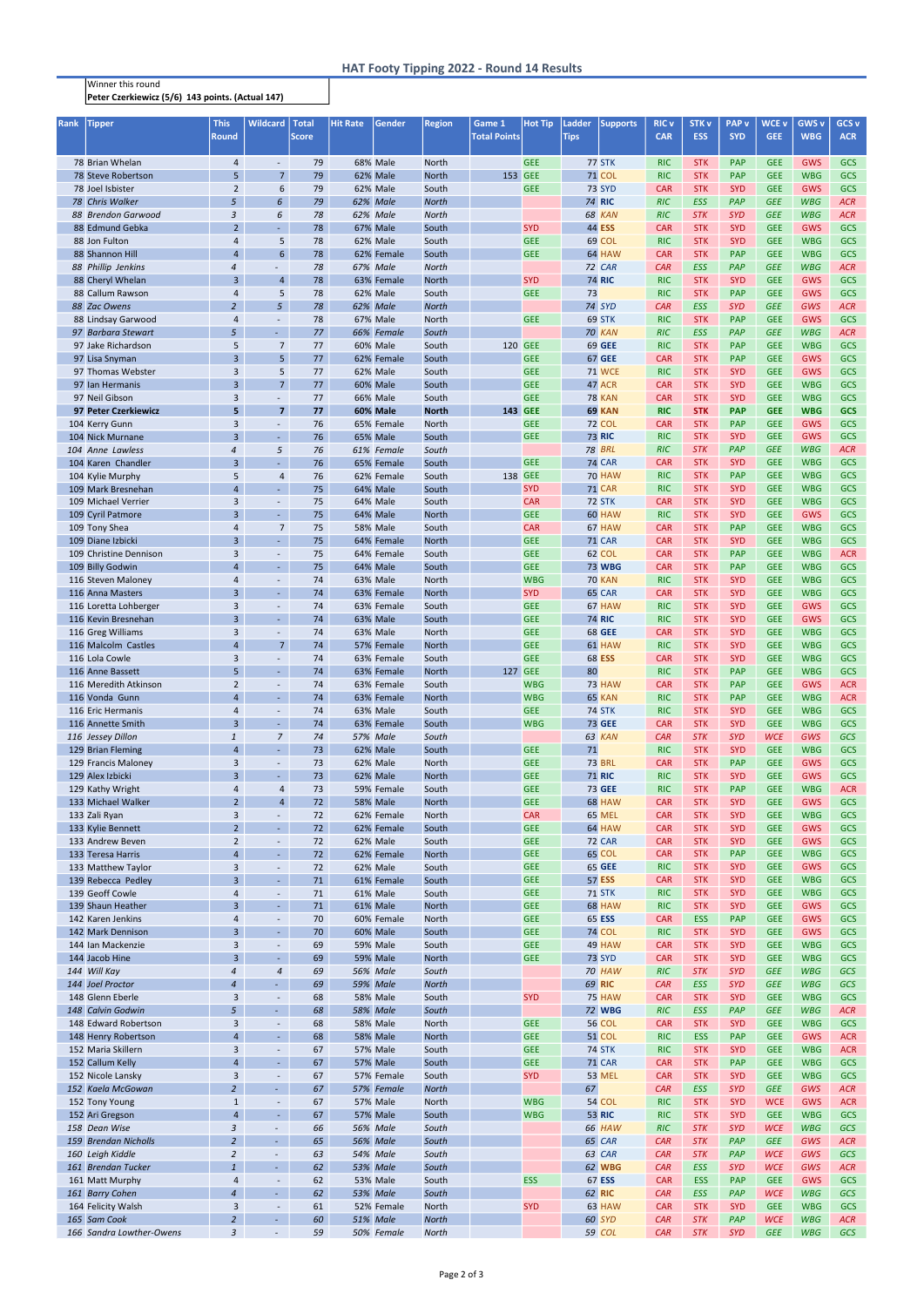# HAT Footy Tipping 2022 - Round 14 Results

Winner this round
**Peter Czerkiewicz (5/6) 143 points. (Actual 147)**

| Rank | Tipper | This Round | Wildcard | Total Score | Hit Rate | Gender | Region | Game 1 Total Points | Hot Tip | Ladder Tips | Supports | RIC v CAR | STK v ESS | PAP v SYD | WCE v GEE | GWS v WBG | GCS v ACR |
|---|---|---|---|---|---|---|---|---|---|---|---|---|---|---|---|---|---|
| 78 | Brian Whelan | 4 | - | 79 | 68% | Male | North | | GEE | 77 | STK | RIC | STK | PAP | GEE | GWS | GCS |
| 78 | Steve Robertson | 5 | 7 | 79 | 62% | Male | North | 153 | GEE | 71 | COL | RIC | STK | PAP | GEE | WBG | GCS |
| 78 | Joel Isbister | 2 | 6 | 79 | 62% | Male | South | | GEE | 73 | SYD | CAR | STK | SYD | GEE | GWS | GCS |
| 78 | Chris Walker | 5 | 6 | 79 | 62% | Male | North | | | 74 | RIC | RIC | ESS | PAP | GEE | WBG | ACR |
| 88 | Brendon Garwood | 3 | 6 | 78 | 62% | Male | North | | | 68 | KAN | RIC | STK | SYD | GEE | WBG | ACR |
| 88 | Edmund Gebka | 2 | - | 78 | 67% | Male | South | | SYD | 44 | ESS | CAR | STK | SYD | GEE | GWS | GCS |
| 88 | Jon Fulton | 4 | 5 | 78 | 62% | Male | South | | GEE | 69 | COL | RIC | STK | SYD | GEE | WBG | GCS |
| 88 | Shannon Hill | 4 | 6 | 78 | 62% | Female | South | | GEE | 64 | HAW | CAR | STK | PAP | GEE | WBG | GCS |
| 88 | Phillip Jenkins | 4 | - | 78 | 67% | Male | North | | | 72 | CAR | CAR | ESS | PAP | GEE | WBG | ACR |
| 88 | Cheryl Whelan | 3 | 4 | 78 | 63% | Female | North | | SYD | 74 | RIC | RIC | STK | SYD | GEE | GWS | GCS |
| 88 | Callum Rawson | 4 | 5 | 78 | 62% | Male | South | | GEE | 73 | | RIC | STK | PAP | GEE | GWS | GCS |
| 88 | Zac Owens | 2 | 5 | 78 | 62% | Male | North | | | 74 | SYD | CAR | ESS | SYD | GEE | GWS | ACR |
| 88 | Lindsay Garwood | 4 | - | 78 | 67% | Male | North | | GEE | 69 | STK | RIC | STK | PAP | GEE | GWS | GCS |
| 97 | Barbara Stewart | 5 | - | 77 | 66% | Female | South | | | 70 | KAN | RIC | ESS | PAP | GEE | WBG | ACR |
| 97 | Jake Richardson | 5 | 7 | 77 | 60% | Male | South | 120 | GEE | 69 | GEE | RIC | STK | PAP | GEE | WBG | GCS |
| 97 | Lisa Snyman | 3 | 5 | 77 | 62% | Female | South | | GEE | 67 | GEE | CAR | STK | PAP | GEE | GWS | GCS |
| 97 | Thomas Webster | 3 | 5 | 77 | 62% | Male | South | | GEE | 71 | WCE | RIC | STK | SYD | GEE | GWS | GCS |
| 97 | Ian Hermanis | 3 | 7 | 77 | 60% | Male | South | | GEE | 47 | ACR | CAR | STK | SYD | GEE | WBG | GCS |
| 97 | Neil Gibson | 3 | - | 77 | 66% | Male | South | | GEE | 78 | KAN | CAR | STK | SYD | GEE | WBG | GCS |
| **97** | **Peter Czerkiewicz** | **5** | **7** | **77** | **60%** | **Male** | **North** | **143** | **GEE** | **69** | **KAN** | **RIC** | **STK** | **PAP** | **GEE** | **WBG** | **GCS** |
| 104 | Kerry Gunn | 3 | - | 76 | 65% | Female | North | | GEE | 72 | COL | CAR | STK | PAP | GEE | GWS | GCS |
| 104 | Nick Murnane | 3 | - | 76 | 65% | Male | South | | GEE | 73 | RIC | RIC | STK | SYD | GEE | GWS | GCS |
| 104 | Anne Lawless | 4 | 5 | 76 | 61% | Female | South | | | 78 | BRL | RIC | STK | PAP | GEE | WBG | ACR |
| 104 | Karen Chandler | 3 | - | 76 | 65% | Female | South | | GEE | 74 | CAR | CAR | STK | SYD | GEE | WBG | GCS |
| 104 | Kylie Murphy | 5 | 4 | 76 | 62% | Female | South | 138 | GEE | 70 | HAW | RIC | STK | PAP | GEE | WBG | GCS |
| 109 | Mark Bresnehan | 4 | - | 75 | 64% | Male | South | | SYD | 71 | CAR | RIC | STK | SYD | GEE | WBG | GCS |
| 109 | Michael Verrier | 3 | - | 75 | 64% | Male | South | | CAR | 72 | STK | CAR | STK | SYD | GEE | WBG | GCS |
| 109 | Cyril Patmore | 3 | - | 75 | 64% | Male | North | | GEE | 60 | HAW | RIC | STK | SYD | GEE | GWS | GCS |
| 109 | Tony Shea | 4 | 7 | 75 | 58% | Male | South | | CAR | 67 | HAW | CAR | STK | PAP | GEE | WBG | GCS |
| 109 | Diane Izbicki | 3 | - | 75 | 64% | Female | North | | GEE | 71 | CAR | CAR | STK | SYD | GEE | WBG | GCS |
| 109 | Christine Dennison | 3 | - | 75 | 64% | Female | South | | GEE | 62 | COL | CAR | STK | PAP | GEE | WBG | ACR |
| 109 | Billy Godwin | 4 | - | 75 | 64% | Male | South | | GEE | 73 | WBG | CAR | STK | PAP | GEE | WBG | GCS |
| 116 | Steven Maloney | 4 | - | 74 | 63% | Male | North | | WBG | 70 | KAN | RIC | STK | SYD | GEE | WBG | GCS |
| 116 | Anna Masters | 3 | - | 74 | 63% | Female | North | | SYD | 65 | CAR | CAR | STK | SYD | GEE | WBG | GCS |
| 116 | Loretta Lohberger | 3 | - | 74 | 63% | Female | South | | GEE | 67 | HAW | RIC | STK | SYD | GEE | GWS | GCS |
| 116 | Kevin Bresnehan | 3 | - | 74 | 63% | Male | South | | GEE | 74 | RIC | RIC | STK | SYD | GEE | GWS | GCS |
| 116 | Greg Williams | 3 | - | 74 | 63% | Male | North | | GEE | 68 | GEE | CAR | STK | SYD | GEE | WBG | GCS |
| 116 | Malcolm Castles | 4 | 7 | 74 | 57% | Female | North | | GEE | 61 | HAW | RIC | STK | SYD | GEE | WBG | GCS |
| 116 | Lola Cowle | 3 | - | 74 | 63% | Female | South | | GEE | 68 | ESS | CAR | STK | SYD | GEE | WBG | GCS |
| 116 | Anne Bassett | 5 | - | 74 | 63% | Female | North | 127 | GEE | 80 | | RIC | STK | PAP | GEE | WBG | GCS |
| 116 | Meredith Atkinson | 2 | - | 74 | 63% | Female | South | | WBG | 73 | HAW | CAR | STK | PAP | GEE | GWS | ACR |
| 116 | Vonda Gunn | 4 | - | 74 | 63% | Female | North | | WBG | 65 | KAN | RIC | STK | PAP | GEE | WBG | ACR |
| 116 | Eric Hermanis | 4 | - | 74 | 63% | Male | South | | GEE | 74 | STK | RIC | STK | SYD | GEE | WBG | GCS |
| 116 | Annette Smith | 3 | - | 74 | 63% | Female | South | | WBG | 73 | GEE | CAR | STK | SYD | GEE | WBG | GCS |
| 116 | Jessey Dillon | 1 | 7 | 74 | 57% | Male | South | | | 63 | KAN | CAR | STK | SYD | WCE | GWS | GCS |
| 129 | Brian Fleming | 4 | - | 73 | 62% | Male | South | | GEE | 71 | | RIC | STK | SYD | GEE | WBG | GCS |
| 129 | Francis Maloney | 3 | - | 73 | 62% | Male | North | | GEE | 73 | BRL | CAR | STK | PAP | GEE | GWS | GCS |
| 129 | Alex Izbicki | 3 | - | 73 | 62% | Male | North | | GEE | 71 | RIC | RIC | STK | SYD | GEE | GWS | GCS |
| 129 | Kathy Wright | 4 | 4 | 73 | 59% | Female | South | | GEE | 73 | GEE | RIC | STK | PAP | GEE | WBG | ACR |
| 133 | Michael Walker | 2 | 4 | 72 | 58% | Male | North | | GEE | 68 | HAW | CAR | STK | SYD | GEE | GWS | GCS |
| 133 | Zali Ryan | 3 | - | 72 | 62% | Female | North | | CAR | 65 | MEL | CAR | STK | SYD | GEE | WBG | GCS |
| 133 | Kylie Bennett | 2 | - | 72 | 62% | Female | South | | GEE | 64 | HAW | CAR | STK | SYD | GEE | GWS | GCS |
| 133 | Andrew Beven | 2 | - | 72 | 62% | Male | South | | GEE | 72 | CAR | CAR | STK | SYD | GEE | GWS | GCS |
| 133 | Teresa Harris | 4 | - | 72 | 62% | Female | North | | GEE | 65 | COL | CAR | STK | PAP | GEE | WBG | GCS |
| 133 | Matthew Taylor | 3 | - | 72 | 62% | Male | South | | GEE | 65 | GEE | RIC | STK | SYD | GEE | GWS | GCS |
| 139 | Rebecca Pedley | 3 | - | 71 | 61% | Female | South | | GEE | 57 | ESS | CAR | STK | SYD | GEE | WBG | GCS |
| 139 | Geoff Cowle | 4 | - | 71 | 61% | Male | South | | GEE | 71 | STK | RIC | STK | SYD | GEE | WBG | GCS |
| 139 | Shaun Heather | 3 | - | 71 | 61% | Male | North | | GEE | 68 | HAW | RIC | STK | SYD | GEE | GWS | GCS |
| 142 | Karen Jenkins | 4 | - | 70 | 60% | Female | North | | GEE | 65 | ESS | CAR | ESS | PAP | GEE | GWS | GCS |
| 142 | Mark Dennison | 3 | - | 70 | 60% | Male | South | | GEE | 74 | COL | RIC | STK | SYD | GEE | GWS | GCS |
| 144 | Ian Mackenzie | 3 | - | 69 | 59% | Male | South | | GEE | 49 | HAW | CAR | STK | SYD | GEE | WBG | GCS |
| 144 | Jacob Hine | 3 | - | 69 | 59% | Male | North | | GEE | 73 | SYD | CAR | STK | SYD | GEE | WBG | GCS |
| 144 | Will Kay | 4 | 4 | 69 | 56% | Male | South | | | 70 | HAW | RIC | STK | SYD | GEE | WBG | GCS |
| 144 | Joel Proctor | 4 | - | 69 | 59% | Male | North | | | 69 | RIC | CAR | ESS | SYD | GEE | WBG | GCS |
| 148 | Glenn Eberle | 3 | - | 68 | 58% | Male | South | | SYD | 75 | HAW | CAR | STK | SYD | GEE | WBG | GCS |
| 148 | Calvin Godwin | 5 | - | 68 | 58% | Male | South | | | 72 | WBG | RIC | ESS | PAP | GEE | WBG | ACR |
| 148 | Edward Robertson | 3 | - | 68 | 58% | Male | North | | GEE | 56 | COL | CAR | STK | SYD | GEE | WBG | GCS |
| 148 | Henry Robertson | 4 | - | 68 | 58% | Male | North | | GEE | 51 | COL | RIC | ESS | PAP | GEE | GWS | ACR |
| 152 | Maria Skillern | 3 | - | 67 | 57% | Male | South | | GEE | 74 | STK | RIC | STK | SYD | GEE | WBG | ACR |
| 152 | Callum Kelly | 4 | - | 67 | 57% | Male | South | | GEE | 71 | CAR | CAR | STK | PAP | GEE | WBG | GCS |
| 152 | Nicole Lansky | 3 | - | 67 | 57% | Female | South | | SYD | 53 | MEL | CAR | STK | SYD | GEE | WBG | GCS |
| 152 | Kaela McGowan | 2 | - | 67 | 57% | Female | North | | | 67 | | CAR | ESS | SYD | GEE | GWS | ACR |
| 152 | Tony Young | 1 | - | 67 | 57% | Male | North | | WBG | 54 | COL | RIC | STK | SYD | WCE | GWS | ACR |
| 152 | Ari Gregson | 4 | - | 67 | 57% | Male | South | | WBG | 53 | RIC | RIC | STK | SYD | GEE | WBG | GCS |
| 158 | Dean Wise | 3 | - | 66 | 56% | Male | South | | | 66 | HAW | RIC | STK | SYD | WCE | WBG | GCS |
| 159 | Brendan Nicholls | 2 | - | 65 | 56% | Male | South | | | 65 | CAR | CAR | STK | PAP | GEE | GWS | ACR |
| 160 | Leigh Kiddle | 2 | - | 63 | 54% | Male | South | | | 63 | CAR | CAR | STK | PAP | WCE | GWS | GCS |
| 161 | Brendan Tucker | 1 | - | 62 | 53% | Male | South | | | 62 | WBG | CAR | ESS | SYD | WCE | GWS | ACR |
| 161 | Matt Murphy | 4 | - | 62 | 53% | Male | South | | ESS | 67 | ESS | CAR | ESS | PAP | GEE | GWS | GCS |
| 161 | Barry Cohen | 4 | - | 62 | 53% | Male | South | | | 62 | RIC | CAR | ESS | PAP | WCE | WBG | GCS |
| 164 | Felicity Walsh | 3 | - | 61 | 52% | Female | North | | SYD | 63 | HAW | CAR | STK | SYD | GEE | WBG | GCS |
| 165 | Sam Cook | 2 | - | 60 | 51% | Male | North | | | 60 | SYD | CAR | STK | PAP | WCE | WBG | ACR |
| 166 | Sandra Lowther-Owens | 3 | - | 59 | 50% | Female | North | | | 59 | COL | CAR | STK | SYD | GEE | WBG | GCS |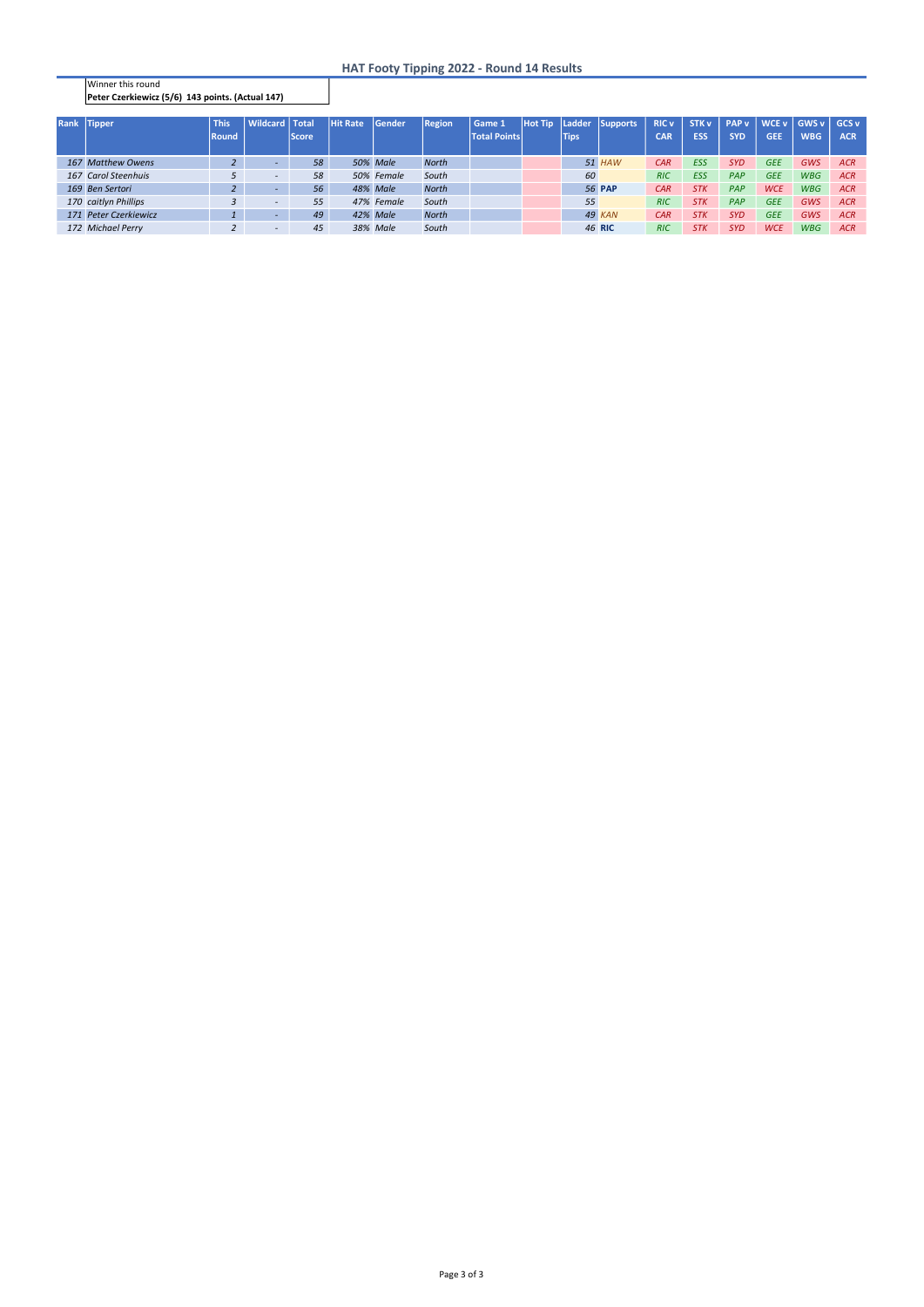## HAT Footy Tipping 2022 - Round 14 Results

Winner this round
**Peter Czerkiewicz (5/6) 143 points. (Actual 147)**

| Rank | Tipper | This Round | Wildcard | Total Score | Hit Rate | Gender | Region | Game 1 Total Points | Hot Tip | Ladder Tips | Supports | RIC v CAR | STK v ESS | PAP v SYD | WCE v GEE | GWS v WBG | GCS v ACR |
|---|---|---|---|---|---|---|---|---|---|---|---|---|---|---|---|---|---|
| 167 | Matthew Owens | 2 | - | 58 | 50% | Male | North | | | 51 | HAW | CAR | ESS | SYD | GEE | GWS | ACR |
| 167 | Carol Steenhuis | 5 | - | 58 | 50% | Female | South | | | 60 | | RIC | ESS | PAP | GEE | WBG | ACR |
| 169 | Ben Sertori | 2 | - | 56 | 48% | Male | North | | | 56 | **PAP** | CAR | STK | PAP | WCE | WBG | ACR |
| 170 | caitlyn Phillips | 3 | - | 55 | 47% | Female | South | | | 55 | | RIC | STK | PAP | GEE | GWS | ACR |
| 171 | Peter Czerkiewicz | 1 | - | 49 | 42% | Male | North | | | 49 | KAN | CAR | STK | SYD | GEE | GWS | ACR |
| 172 | Michael Perry | 2 | - | 45 | 38% | Male | South | | | 46 | **RIC** | RIC | STK | SYD | WCE | WBG | ACR |